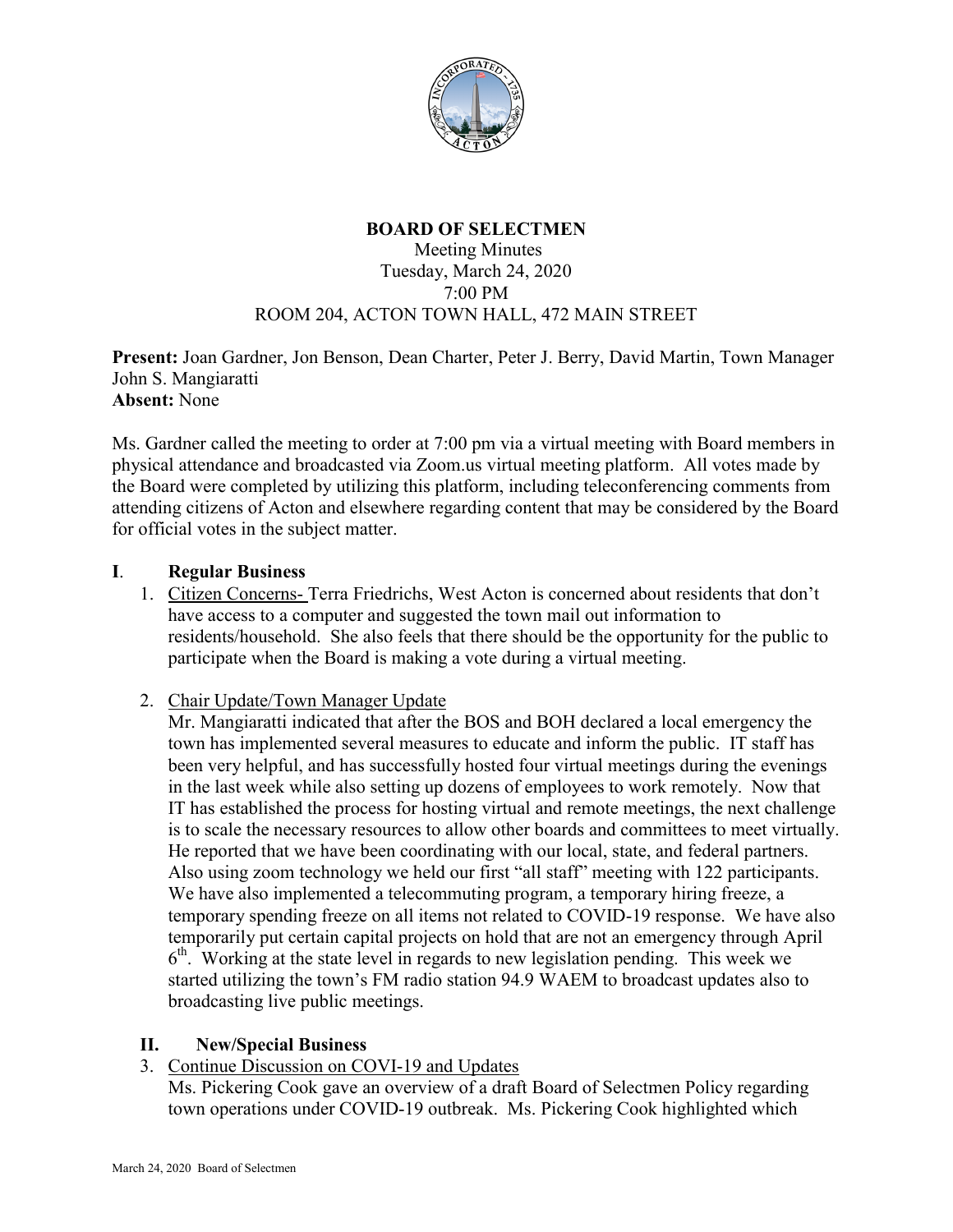# BOARD OF SELECTMEN

Meeting Minutes
Tuesday, March 24, 2020
7:00 PM
ROOM 204, ACTON TOWN HALL, 472 MAIN STREET

**Present:** Joan Gardner, Jon Benson, Dean Charter, Peter J. Berry, David Martin, Town Manager John S. Mangiaratti
**Absent:** None

Ms. Gardner called the meeting to order at 7:00 pm via a virtual meeting with Board members in physical attendance and broadcasted via Zoom.us virtual meeting platform. All votes made by the Board were completed by utilizing this platform, including teleconferencing comments from attending citizens of Acton and elsewhere regarding content that may be considered by the Board for official votes in the subject matter.

## I. Regular Business

1. Citizen Concerns- Terra Friedrichs, West Acton is concerned about residents that don't have access to a computer and suggested the town mail out information to residents/household. She also feels that there should be the opportunity for the public to participate when the Board is making a vote during a virtual meeting.

2. Chair Update/Town Manager Update
   Mr. Mangiaratti indicated that after the BOS and BOH declared a local emergency the town has implemented several measures to educate and inform the public. IT staff has been very helpful, and has successfully hosted four virtual meetings during the evenings in the last week while also setting up dozens of employees to work remotely. Now that IT has established the process for hosting virtual and remote meetings, the next challenge is to scale the necessary resources to allow other boards and committees to meet virtually. He reported that we have been coordinating with our local, state, and federal partners. Also using zoom technology we held our first "all staff" meeting with 122 participants. We have also implemented a telecommuting program, a temporary hiring freeze, a temporary spending freeze on all items not related to COVID-19 response. We have also temporarily put certain capital projects on hold that are not an emergency through April 6th. Working at the state level in regards to new legislation pending. This week we started utilizing the town's FM radio station 94.9 WAEM to broadcast updates also to broadcasting live public meetings.

## II. New/Special Business

3. Continue Discussion on COVI-19 and Updates
   Ms. Pickering Cook gave an overview of a draft Board of Selectmen Policy regarding town operations under COVID-19 outbreak. Ms. Pickering Cook highlighted which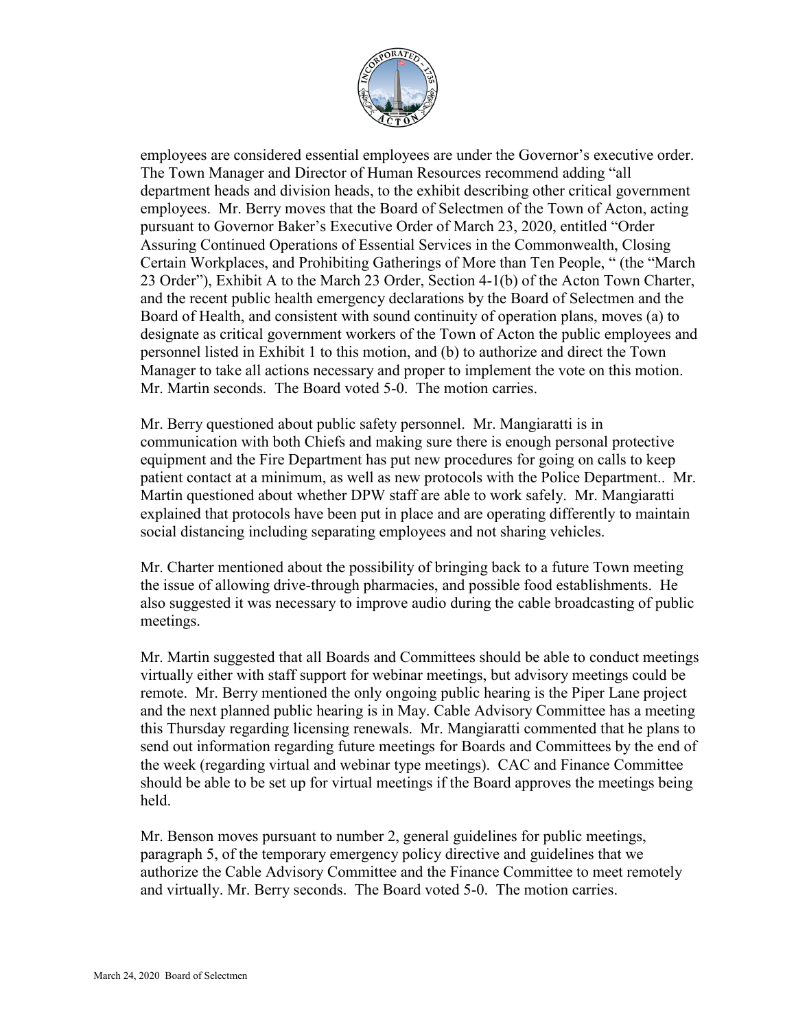employees are considered essential employees are under the Governor's executive order. The Town Manager and Director of Human Resources recommend adding "all department heads and division heads, to the exhibit describing other critical government employees. Mr. Berry moves that the Board of Selectmen of the Town of Acton, acting pursuant to Governor Baker's Executive Order of March 23, 2020, entitled "Order Assuring Continued Operations of Essential Services in the Commonwealth, Closing Certain Workplaces, and Prohibiting Gatherings of More than Ten People, " (the "March 23 Order"), Exhibit A to the March 23 Order, Section 4-1(b) of the Acton Town Charter, and the recent public health emergency declarations by the Board of Selectmen and the Board of Health, and consistent with sound continuity of operation plans, moves (a) to designate as critical government workers of the Town of Acton the public employees and personnel listed in Exhibit 1 to this motion, and (b) to authorize and direct the Town Manager to take all actions necessary and proper to implement the vote on this motion. Mr. Martin seconds. The Board voted 5-0. The motion carries.

Mr. Berry questioned about public safety personnel. Mr. Mangiaratti is in communication with both Chiefs and making sure there is enough personal protective equipment and the Fire Department has put new procedures for going on calls to keep patient contact at a minimum, as well as new protocols with the Police Department.. Mr. Martin questioned about whether DPW staff are able to work safely. Mr. Mangiaratti explained that protocols have been put in place and are operating differently to maintain social distancing including separating employees and not sharing vehicles.

Mr. Charter mentioned about the possibility of bringing back to a future Town meeting the issue of allowing drive-through pharmacies, and possible food establishments. He also suggested it was necessary to improve audio during the cable broadcasting of public meetings.

Mr. Martin suggested that all Boards and Committees should be able to conduct meetings virtually either with staff support for webinar meetings, but advisory meetings could be remote. Mr. Berry mentioned the only ongoing public hearing is the Piper Lane project and the next planned public hearing is in May. Cable Advisory Committee has a meeting this Thursday regarding licensing renewals. Mr. Mangiaratti commented that he plans to send out information regarding future meetings for Boards and Committees by the end of the week (regarding virtual and webinar type meetings). CAC and Finance Committee should be able to be set up for virtual meetings if the Board approves the meetings being held.

Mr. Benson moves pursuant to number 2, general guidelines for public meetings, paragraph 5, of the temporary emergency policy directive and guidelines that we authorize the Cable Advisory Committee and the Finance Committee to meet remotely and virtually. Mr. Berry seconds. The Board voted 5-0. The motion carries.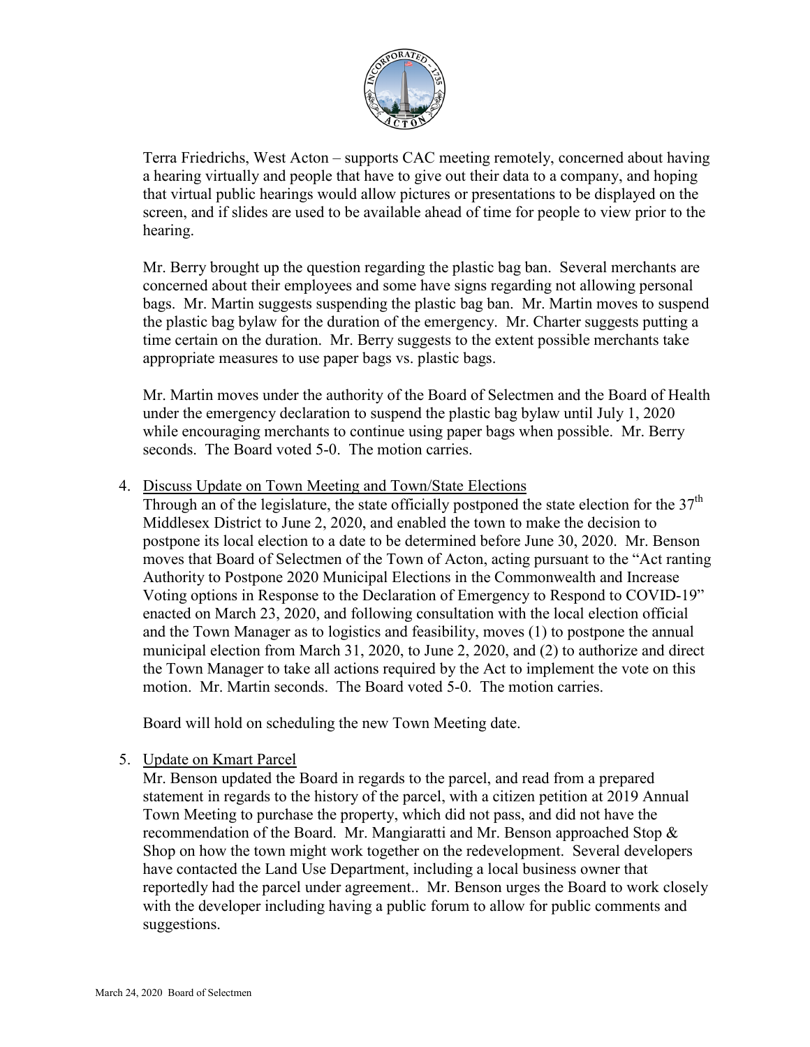Terra Friedrichs, West Acton – supports CAC meeting remotely, concerned about having a hearing virtually and people that have to give out their data to a company, and hoping that virtual public hearings would allow pictures or presentations to be displayed on the screen, and if slides are used to be available ahead of time for people to view prior to the hearing.

Mr. Berry brought up the question regarding the plastic bag ban. Several merchants are concerned about their employees and some have signs regarding not allowing personal bags. Mr. Martin suggests suspending the plastic bag ban. Mr. Martin moves to suspend the plastic bag bylaw for the duration of the emergency. Mr. Charter suggests putting a time certain on the duration. Mr. Berry suggests to the extent possible merchants take appropriate measures to use paper bags vs. plastic bags.

Mr. Martin moves under the authority of the Board of Selectmen and the Board of Health under the emergency declaration to suspend the plastic bag bylaw until July 1, 2020 while encouraging merchants to continue using paper bags when possible. Mr. Berry seconds. The Board voted 5-0. The motion carries.

4. <u>Discuss Update on Town Meeting and Town/State Elections</u>
   Through an of the legislature, the state officially postponed the state election for the 37th Middlesex District to June 2, 2020, and enabled the town to make the decision to postpone its local election to a date to be determined before June 30, 2020. Mr. Benson moves that Board of Selectmen of the Town of Acton, acting pursuant to the "Act ranting Authority to Postpone 2020 Municipal Elections in the Commonwealth and Increase Voting options in Response to the Declaration of Emergency to Respond to COVID-19" enacted on March 23, 2020, and following consultation with the local election official and the Town Manager as to logistics and feasibility, moves (1) to postpone the annual municipal election from March 31, 2020, to June 2, 2020, and (2) to authorize and direct the Town Manager to take all actions required by the Act to implement the vote on this motion. Mr. Martin seconds. The Board voted 5-0. The motion carries.

   Board will hold on scheduling the new Town Meeting date.

5. <u>Update on Kmart Parcel</u>
   Mr. Benson updated the Board in regards to the parcel, and read from a prepared statement in regards to the history of the parcel, with a citizen petition at 2019 Annual Town Meeting to purchase the property, which did not pass, and did not have the recommendation of the Board. Mr. Mangiaratti and Mr. Benson approached Stop & Shop on how the town might work together on the redevelopment. Several developers have contacted the Land Use Department, including a local business owner that reportedly had the parcel under agreement.. Mr. Benson urges the Board to work closely with the developer including having a public forum to allow for public comments and suggestions.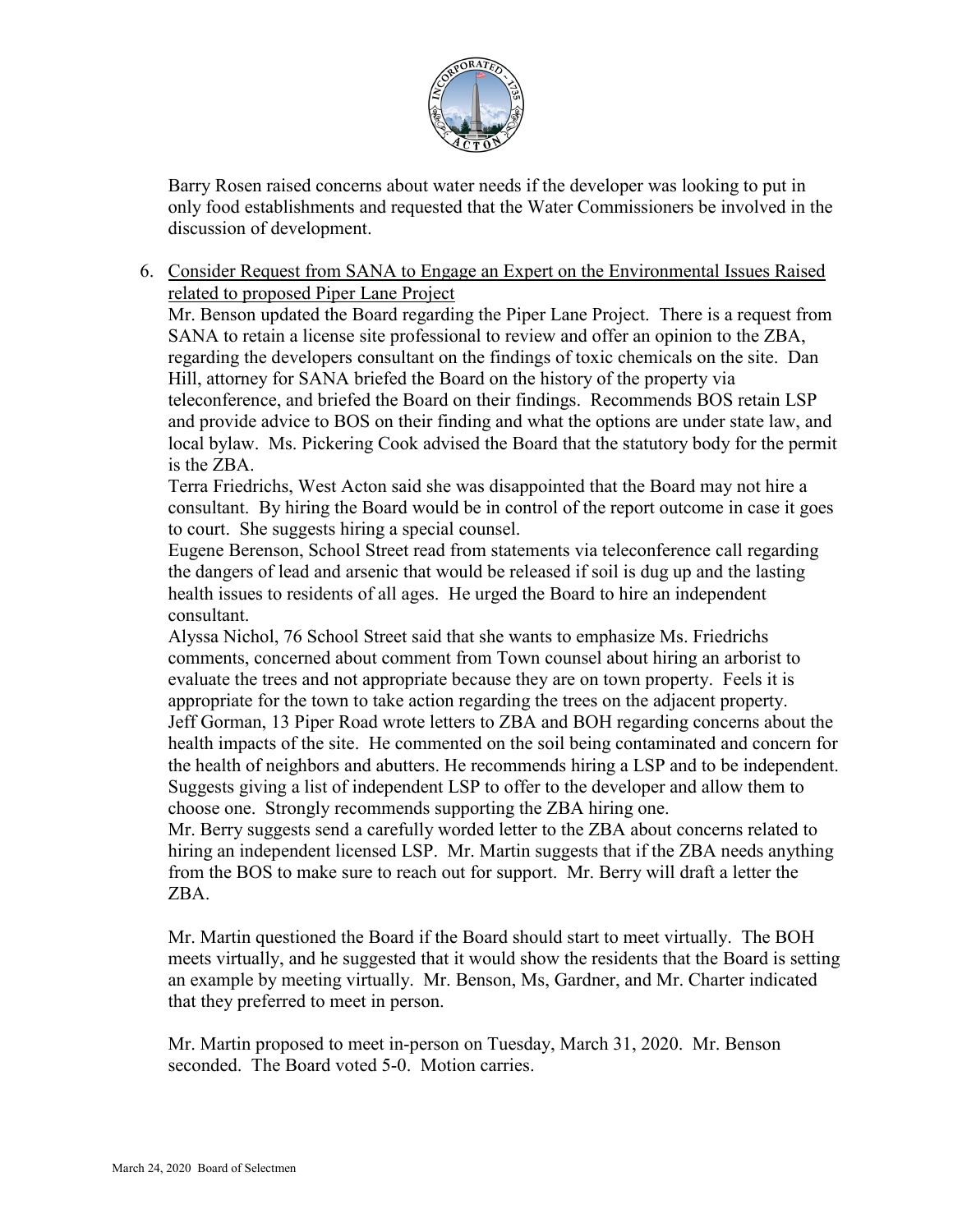Barry Rosen raised concerns about water needs if the developer was looking to put in only food establishments and requested that the Water Commissioners be involved in the discussion of development.

6. Consider Request from SANA to Engage an Expert on the Environmental Issues Raised related to proposed Piper Lane Project
   Mr. Benson updated the Board regarding the Piper Lane Project. There is a request from SANA to retain a license site professional to review and offer an opinion to the ZBA, regarding the developers consultant on the findings of toxic chemicals on the site. Dan Hill, attorney for SANA briefed the Board on the history of the property via teleconference, and briefed the Board on their findings. Recommends BOS retain LSP and provide advice to BOS on their finding and what the options are under state law, and local bylaw. Ms. Pickering Cook advised the Board that the statutory body for the permit is the ZBA.
   Terra Friedrichs, West Acton said she was disappointed that the Board may not hire a consultant. By hiring the Board would be in control of the report outcome in case it goes to court. She suggests hiring a special counsel.
   Eugene Berenson, School Street read from statements via teleconference call regarding the dangers of lead and arsenic that would be released if soil is dug up and the lasting health issues to residents of all ages. He urged the Board to hire an independent consultant.
   Alyssa Nichol, 76 School Street said that she wants to emphasize Ms. Friedrichs comments, concerned about comment from Town counsel about hiring an arborist to evaluate the trees and not appropriate because they are on town property. Feels it is appropriate for the town to take action regarding the trees on the adjacent property.
   Jeff Gorman, 13 Piper Road wrote letters to ZBA and BOH regarding concerns about the health impacts of the site. He commented on the soil being contaminated and concern for the health of neighbors and abutters. He recommends hiring a LSP and to be independent. Suggests giving a list of independent LSP to offer to the developer and allow them to choose one. Strongly recommends supporting the ZBA hiring one.
   Mr. Berry suggests send a carefully worded letter to the ZBA about concerns related to hiring an independent licensed LSP. Mr. Martin suggests that if the ZBA needs anything from the BOS to make sure to reach out for support. Mr. Berry will draft a letter the ZBA.

   Mr. Martin questioned the Board if the Board should start to meet virtually. The BOH meets virtually, and he suggested that it would show the residents that the Board is setting an example by meeting virtually. Mr. Benson, Ms, Gardner, and Mr. Charter indicated that they preferred to meet in person.

   Mr. Martin proposed to meet in-person on Tuesday, March 31, 2020. Mr. Benson seconded. The Board voted 5-0. Motion carries.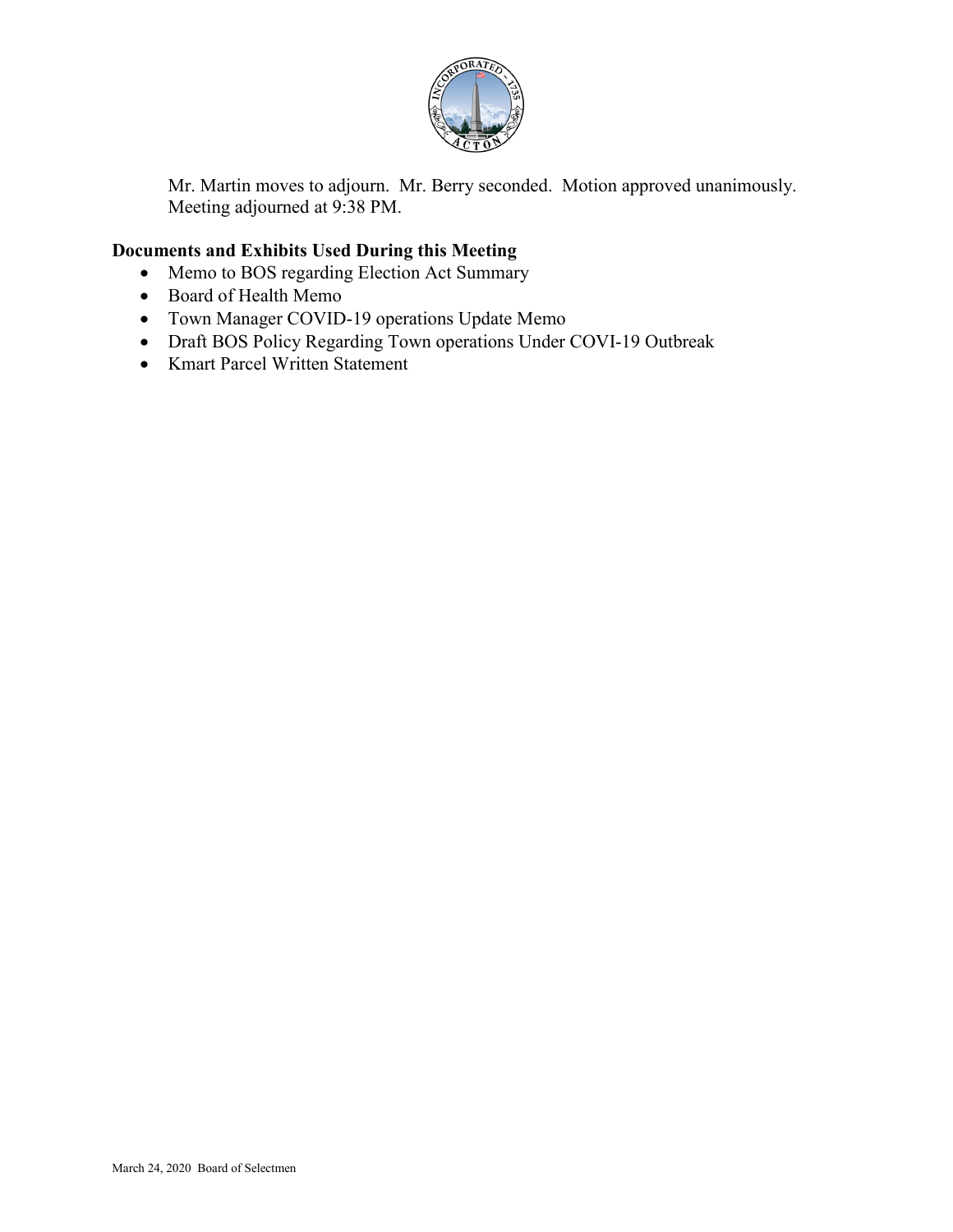Mr. Martin moves to adjourn. Mr. Berry seconded. Motion approved unanimously. Meeting adjourned at 9:38 PM.

**Documents and Exhibits Used During this Meeting**

- Memo to BOS regarding Election Act Summary
- Board of Health Memo
- Town Manager COVID-19 operations Update Memo
- Draft BOS Policy Regarding Town operations Under COVI-19 Outbreak
- Kmart Parcel Written Statement